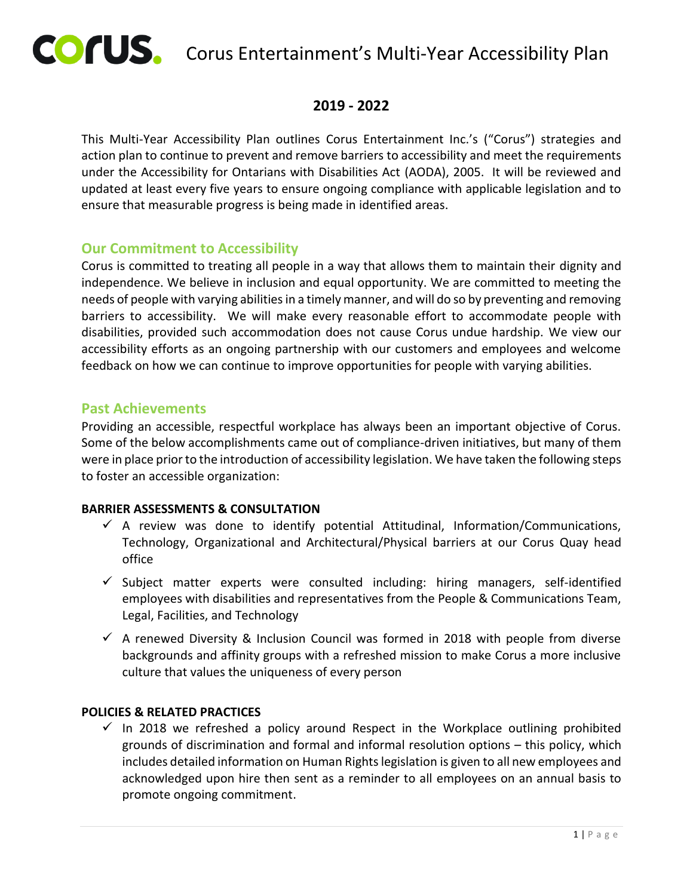# Corus Entertainment's Multi-Year Accessibility Plan

## 2019 - 2022

This Multi-Year Accessibility Plan outlines Corus Entertainment Inc.'s ("Corus") strategies and action plan to continue to prevent and remove barriers to accessibility and meet the requirements under the Accessibility for Ontarians with Disabilities Act (AODA), 2005. It will be reviewed and updated at least every five years to ensure ongoing compliance with applicable legislation and to ensure that measurable progress is being made in identified areas.

## Our Commitment to Accessibility

Corus is committed to treating all people in a way that allows them to maintain their dignity and independence. We believe in inclusion and equal opportunity. We are committed to meeting the needs of people with varying abilities in a timely manner, and will do so by preventing and removing barriers to accessibility. We will make every reasonable effort to accommodate people with disabilities, provided such accommodation does not cause Corus undue hardship. We view our accessibility efforts as an ongoing partnership with our customers and employees and welcome feedback on how we can continue to improve opportunities for people with varying abilities.

## Past Achievements

Providing an accessible, respectful workplace has always been an important objective of Corus. Some of the below accomplishments came out of compliance-driven initiatives, but many of them were in place prior to the introduction of accessibility legislation. We have taken the following steps to foster an accessible organization:

### BARRIER ASSESSMENTS & CONSULTATION

- ✓ A review was done to identify potential Attitudinal, Information/Communications, Technology, Organizational and Architectural/Physical barriers at our Corus Quay head office
- ✓ Subject matter experts were consulted including: hiring managers, self-identified employees with disabilities and representatives from the People & Communications Team, Legal, Facilities, and Technology
- ✓ A renewed Diversity & Inclusion Council was formed in 2018 with people from diverse backgrounds and affinity groups with a refreshed mission to make Corus a more inclusive culture that values the uniqueness of every person

### POLICIES & RELATED PRACTICES

- ✓ In 2018 we refreshed a policy around Respect in the Workplace outlining prohibited grounds of discrimination and formal and informal resolution options – this policy, which includes detailed information on Human Rights legislation is given to all new employees and acknowledged upon hire then sent as a reminder to all employees on an annual basis to promote ongoing commitment.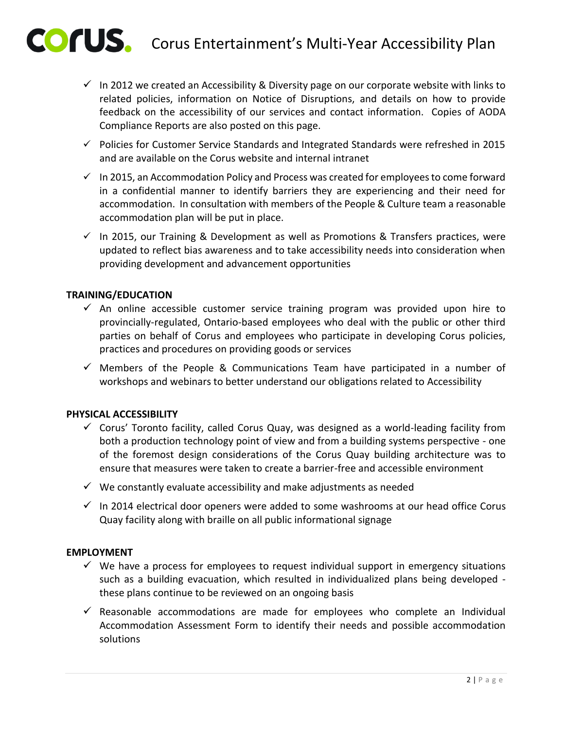- ✓ In 2012 we created an Accessibility & Diversity page on our corporate website with links to related policies, information on Notice of Disruptions, and details on how to provide feedback on the accessibility of our services and contact information. Copies of AODA Compliance Reports are also posted on this page.
- ✓ Policies for Customer Service Standards and Integrated Standards were refreshed in 2015 and are available on the Corus website and internal intranet
- ✓ In 2015, an Accommodation Policy and Process was created for employees to come forward in a confidential manner to identify barriers they are experiencing and their need for accommodation. In consultation with members of the People & Culture team a reasonable accommodation plan will be put in place.
- ✓ In 2015, our Training & Development as well as Promotions & Transfers practices, were updated to reflect bias awareness and to take accessibility needs into consideration when providing development and advancement opportunities

**TRAINING/EDUCATION**

- ✓ An online accessible customer service training program was provided upon hire to provincially-regulated, Ontario-based employees who deal with the public or other third parties on behalf of Corus and employees who participate in developing Corus policies, practices and procedures on providing goods or services
- ✓ Members of the People & Communications Team have participated in a number of workshops and webinars to better understand our obligations related to Accessibility

**PHYSICAL ACCESSIBILITY**

- ✓ Corus' Toronto facility, called Corus Quay, was designed as a world-leading facility from both a production technology point of view and from a building systems perspective - one of the foremost design considerations of the Corus Quay building architecture was to ensure that measures were taken to create a barrier-free and accessible environment
- ✓ We constantly evaluate accessibility and make adjustments as needed
- ✓ In 2014 electrical door openers were added to some washrooms at our head office Corus Quay facility along with braille on all public informational signage

**EMPLOYMENT**

- ✓ We have a process for employees to request individual support in emergency situations such as a building evacuation, which resulted in individualized plans being developed - these plans continue to be reviewed on an ongoing basis
- ✓ Reasonable accommodations are made for employees who complete an Individual Accommodation Assessment Form to identify their needs and possible accommodation solutions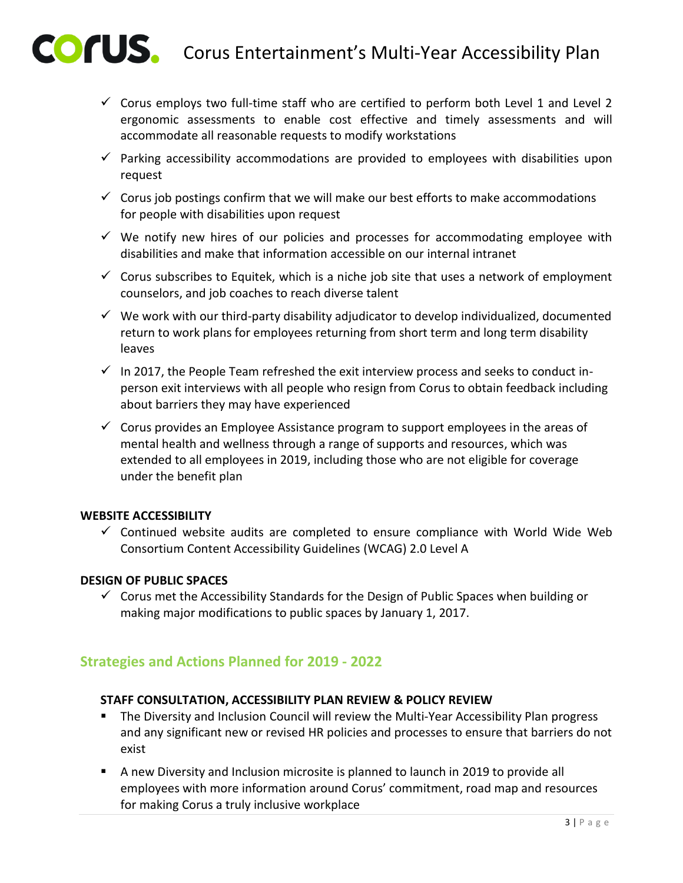- ✓ Corus employs two full-time staff who are certified to perform both Level 1 and Level 2 ergonomic assessments to enable cost effective and timely assessments and will accommodate all reasonable requests to modify workstations
- ✓ Parking accessibility accommodations are provided to employees with disabilities upon request
- ✓ Corus job postings confirm that we will make our best efforts to make accommodations for people with disabilities upon request
- ✓ We notify new hires of our policies and processes for accommodating employee with disabilities and make that information accessible on our internal intranet
- ✓ Corus subscribes to Equitek, which is a niche job site that uses a network of employment counselors, and job coaches to reach diverse talent
- ✓ We work with our third-party disability adjudicator to develop individualized, documented return to work plans for employees returning from short term and long term disability leaves
- ✓ In 2017, the People Team refreshed the exit interview process and seeks to conduct in-person exit interviews with all people who resign from Corus to obtain feedback including about barriers they may have experienced
- ✓ Corus provides an Employee Assistance program to support employees in the areas of mental health and wellness through a range of supports and resources, which was extended to all employees in 2019, including those who are not eligible for coverage under the benefit plan

**WEBSITE ACCESSIBILITY**

- ✓ Continued website audits are completed to ensure compliance with World Wide Web Consortium Content Accessibility Guidelines (WCAG) 2.0 Level A

**DESIGN OF PUBLIC SPACES**

- ✓ Corus met the Accessibility Standards for the Design of Public Spaces when building or making major modifications to public spaces by January 1, 2017.

## Strategies and Actions Planned for 2019 - 2022

**STAFF CONSULTATION, ACCESSIBILITY PLAN REVIEW & POLICY REVIEW**

- The Diversity and Inclusion Council will review the Multi-Year Accessibility Plan progress and any significant new or revised HR policies and processes to ensure that barriers do not exist
- A new Diversity and Inclusion microsite is planned to launch in 2019 to provide all employees with more information around Corus' commitment, road map and resources for making Corus a truly inclusive workplace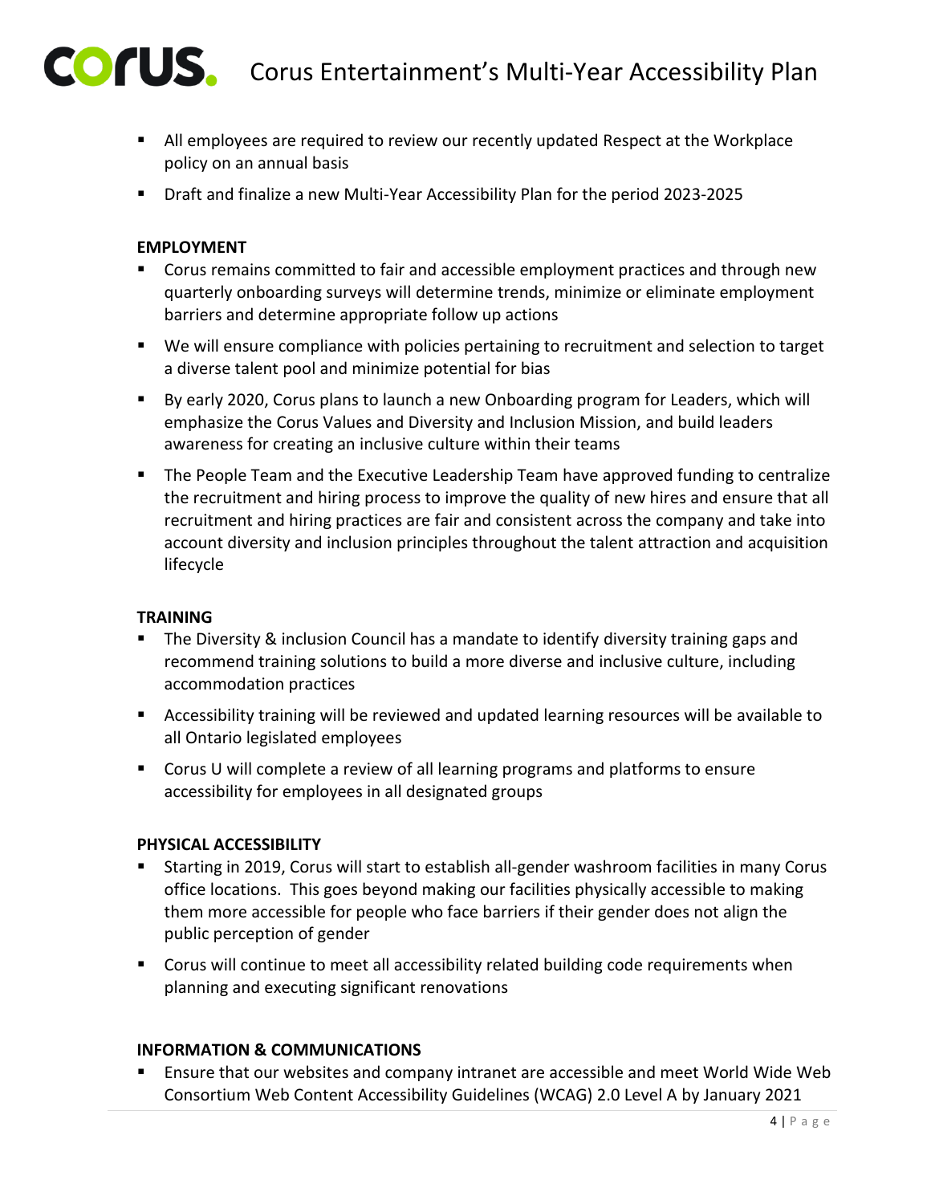- All employees are required to review our recently updated Respect at the Workplace policy on an annual basis
- Draft and finalize a new Multi-Year Accessibility Plan for the period 2023-2025

**EMPLOYMENT**

- Corus remains committed to fair and accessible employment practices and through new quarterly onboarding surveys will determine trends, minimize or eliminate employment barriers and determine appropriate follow up actions
- We will ensure compliance with policies pertaining to recruitment and selection to target a diverse talent pool and minimize potential for bias
- By early 2020, Corus plans to launch a new Onboarding program for Leaders, which will emphasize the Corus Values and Diversity and Inclusion Mission, and build leaders awareness for creating an inclusive culture within their teams
- The People Team and the Executive Leadership Team have approved funding to centralize the recruitment and hiring process to improve the quality of new hires and ensure that all recruitment and hiring practices are fair and consistent across the company and take into account diversity and inclusion principles throughout the talent attraction and acquisition lifecycle

**TRAINING**

- The Diversity & inclusion Council has a mandate to identify diversity training gaps and recommend training solutions to build a more diverse and inclusive culture, including accommodation practices
- Accessibility training will be reviewed and updated learning resources will be available to all Ontario legislated employees
- Corus U will complete a review of all learning programs and platforms to ensure accessibility for employees in all designated groups

**PHYSICAL ACCESSIBILITY**

- Starting in 2019, Corus will start to establish all-gender washroom facilities in many Corus office locations. This goes beyond making our facilities physically accessible to making them more accessible for people who face barriers if their gender does not align the public perception of gender
- Corus will continue to meet all accessibility related building code requirements when planning and executing significant renovations

**INFORMATION & COMMUNICATIONS**

- Ensure that our websites and company intranet are accessible and meet World Wide Web Consortium Web Content Accessibility Guidelines (WCAG) 2.0 Level A by January 2021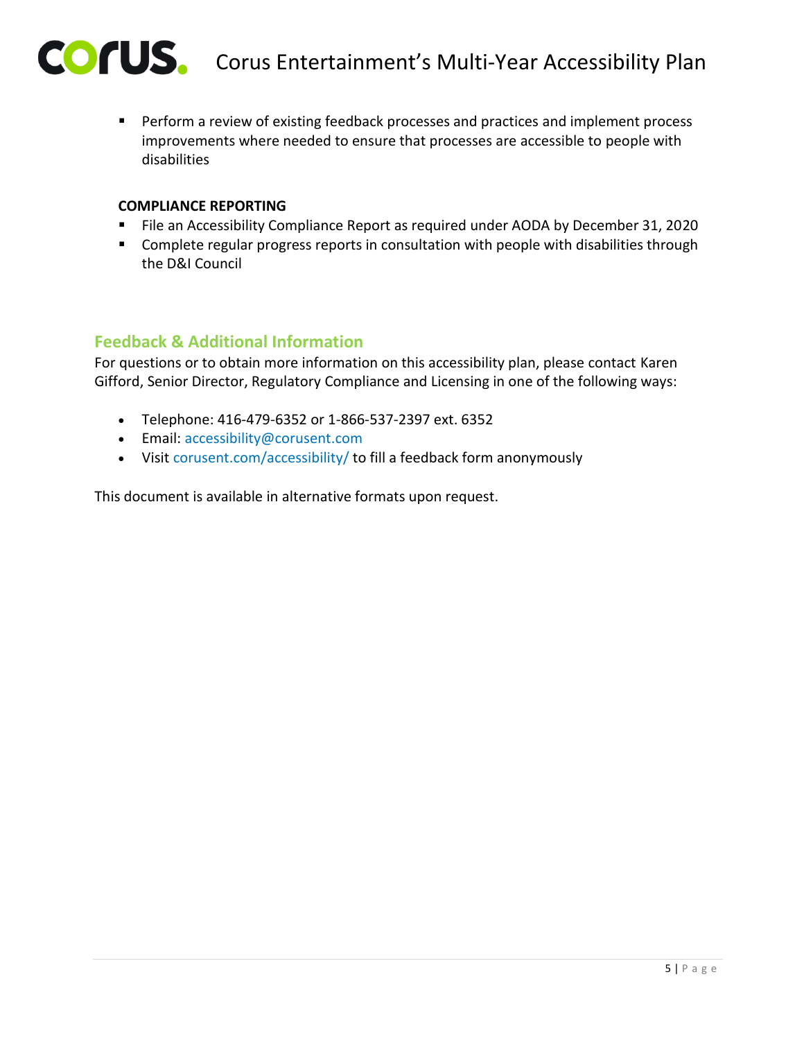- Perform a review of existing feedback processes and practices and implement process improvements where needed to ensure that processes are accessible to people with disabilities

**COMPLIANCE REPORTING**

- File an Accessibility Compliance Report as required under AODA by December 31, 2020
- Complete regular progress reports in consultation with people with disabilities through the D&I Council

## Feedback & Additional Information

For questions or to obtain more information on this accessibility plan, please contact Karen Gifford, Senior Director, Regulatory Compliance and Licensing in one of the following ways:

- Telephone: 416-479-6352 or 1-866-537-2397 ext. 6352
- Email: accessibility@corusent.com
- Visit corusent.com/accessibility/ to fill a feedback form anonymously

This document is available in alternative formats upon request.